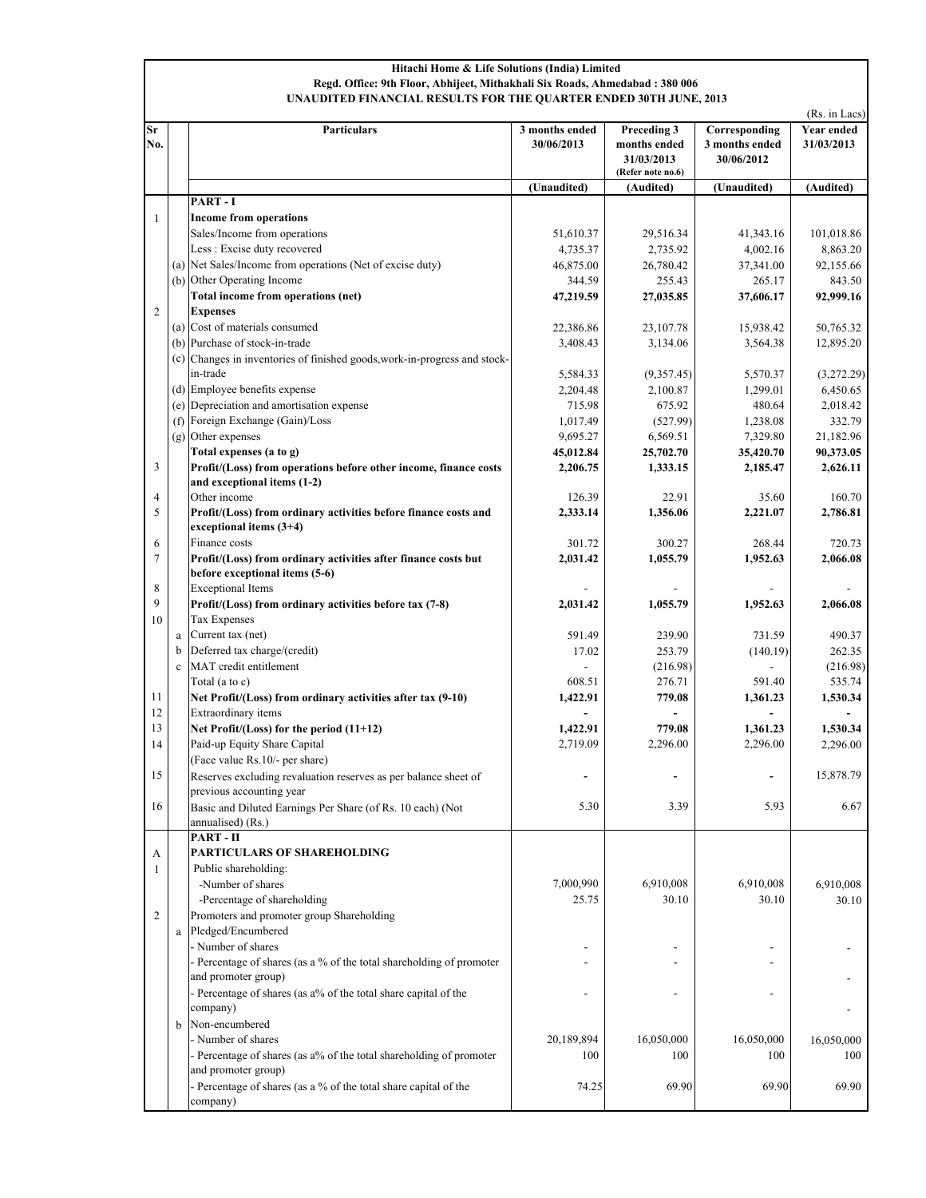**Hitachi Home & Life Solutions (India) Limited**

**Regd. Office: 9th Floor, Abhijeet, Mithakhali Six Roads, Ahmedabad : 380 006**

**UNAUDITED FINANCIAL RESULTS FOR THE QUARTER ENDED 30TH JUNE, 2013**

(Rs. in Lacs)

| Sr No. | | Particulars | 3 months ended 30/06/2013 | Preceding 3 months ended 31/03/2013 (Refer note no.6) | Corresponding 3 months ended 30/06/2012 | Year ended 31/03/2013 |
|---|---|---|---|---|---|---|
| | | | (Unaudited) | (Audited) | (Unaudited) | (Audited) |
| | | **PART - I** | | | | |
| 1 | | **Income from operations** | | | | |
| | | Sales/Income from operations | 51,610.37 | 29,516.34 | 41,343.16 | 101,018.86 |
| | | Less : Excise duty recovered | 4,735.37 | 2,735.92 | 4,002.16 | 8,863.20 |
| | (a) | Net Sales/Income from operations (Net of excise duty) | 46,875.00 | 26,780.42 | 37,341.00 | 92,155.66 |
| | (b) | Other Operating Income | 344.59 | 255.43 | 265.17 | 843.50 |
| | | **Total income from operations (net)** | **47,219.59** | **27,035.85** | **37,606.17** | **92,999.16** |
| 2 | | **Expenses** | | | | |
| | (a) | Cost of materials consumed | 22,386.86 | 23,107.78 | 15,938.42 | 50,765.32 |
| | (b) | Purchase of stock-in-trade | 3,408.43 | 3,134.06 | 3,564.38 | 12,895.20 |
| | (c) | Changes in inventories of finished goods,work-in-progress and stock-in-trade | 5,584.33 | (9,357.45) | 5,570.37 | (3,272.29) |
| | (d) | Employee benefits expense | 2,204.48 | 2,100.87 | 1,299.01 | 6,450.65 |
| | (e) | Depreciation and amortisation expense | 715.98 | 675.92 | 480.64 | 2,018.42 |
| | (f) | Foreign Exchange (Gain)/Loss | 1,017.49 | (527.99) | 1,238.08 | 332.79 |
| | (g) | Other expenses | 9,695.27 | 6,569.51 | 7,329.80 | 21,182.96 |
| | | **Total expenses (a to g)** | **45,012.84** | **25,702.70** | **35,420.70** | **90,373.05** |
| 3 | | **Profit/(Loss) from operations before other income, finance costs and exceptional items (1-2)** | **2,206.75** | **1,333.15** | **2,185.47** | **2,626.11** |
| 4 | | Other income | 126.39 | 22.91 | 35.60 | 160.70 |
| 5 | | **Profit/(Loss) from ordinary activities before finance costs and exceptional items (3+4)** | **2,333.14** | **1,356.06** | **2,221.07** | **2,786.81** |
| 6 | | Finance costs | 301.72 | 300.27 | 268.44 | 720.73 |
| 7 | | **Profit/(Loss) from ordinary activities after finance costs but before exceptional items (5-6)** | **2,031.42** | **1,055.79** | **1,952.63** | **2,066.08** |
| 8 | | Exceptional Items | - | - | - | - |
| 9 | | **Profit/(Loss) from ordinary activities before tax (7-8)** | **2,031.42** | **1,055.79** | **1,952.63** | **2,066.08** |
| 10 | | Tax Expenses | | | | |
| | a | Current tax (net) | 591.49 | 239.90 | 731.59 | 490.37 |
| | b | Deferred tax charge/(credit) | 17.02 | 253.79 | (140.19) | 262.35 |
| | c | MAT credit entitlement | - | (216.98) | - | (216.98) |
| | | Total (a to c) | 608.51 | 276.71 | 591.40 | 535.74 |
| 11 | | **Net Profit/(Loss) from ordinary activities after tax (9-10)** | **1,422.91** | **779.08** | **1,361.23** | **1,530.34** |
| 12 | | Extraordinary items | - | - | - | - |
| 13 | | **Net Profit/(Loss) for the period (11+12)** | **1,422.91** | **779.08** | **1,361.23** | **1,530.34** |
| 14 | | Paid-up Equity Share Capital (Face value Rs.10/- per share) | 2,719.09 | 2,296.00 | 2,296.00 | 2,296.00 |
| 15 | | Reserves excluding revaluation reserves as per balance sheet of previous accounting year | - | - | - | 15,878.79 |
| 16 | | Basic and Diluted Earnings Per Share (of Rs. 10 each) (Not annualised) (Rs.) | 5.30 | 3.39 | 5.93 | 6.67 |
| | | **PART - II** | | | | |
| A | | **PARTICULARS OF SHAREHOLDING** | | | | |
| 1 | | Public shareholding: | | | | |
| | | -Number of shares | 7,000,990 | 6,910,008 | 6,910,008 | 6,910,008 |
| | | -Percentage of shareholding | 25.75 | 30.10 | 30.10 | 30.10 |
| 2 | | Promoters and promoter group Shareholding | | | | |
| | a | Pledged/Encumbered | | | | |
| | | - Number of shares | - | - | - | - |
| | | - Percentage of shares (as a % of the total shareholding of promoter and promoter group) | - | - | - | - |
| | | - Percentage of shares (as a% of the total share capital of the company) | - | - | - | - |
| | b | Non-encumbered | | | | |
| | | - Number of shares | 20,189,894 | 16,050,000 | 16,050,000 | 16,050,000 |
| | | - Percentage of shares (as a% of the total shareholding of promoter and promoter group) | 100 | 100 | 100 | 100 |
| | | - Percentage of shares (as a % of the total share capital of the company) | 74.25 | 69.90 | 69.90 | 69.90 |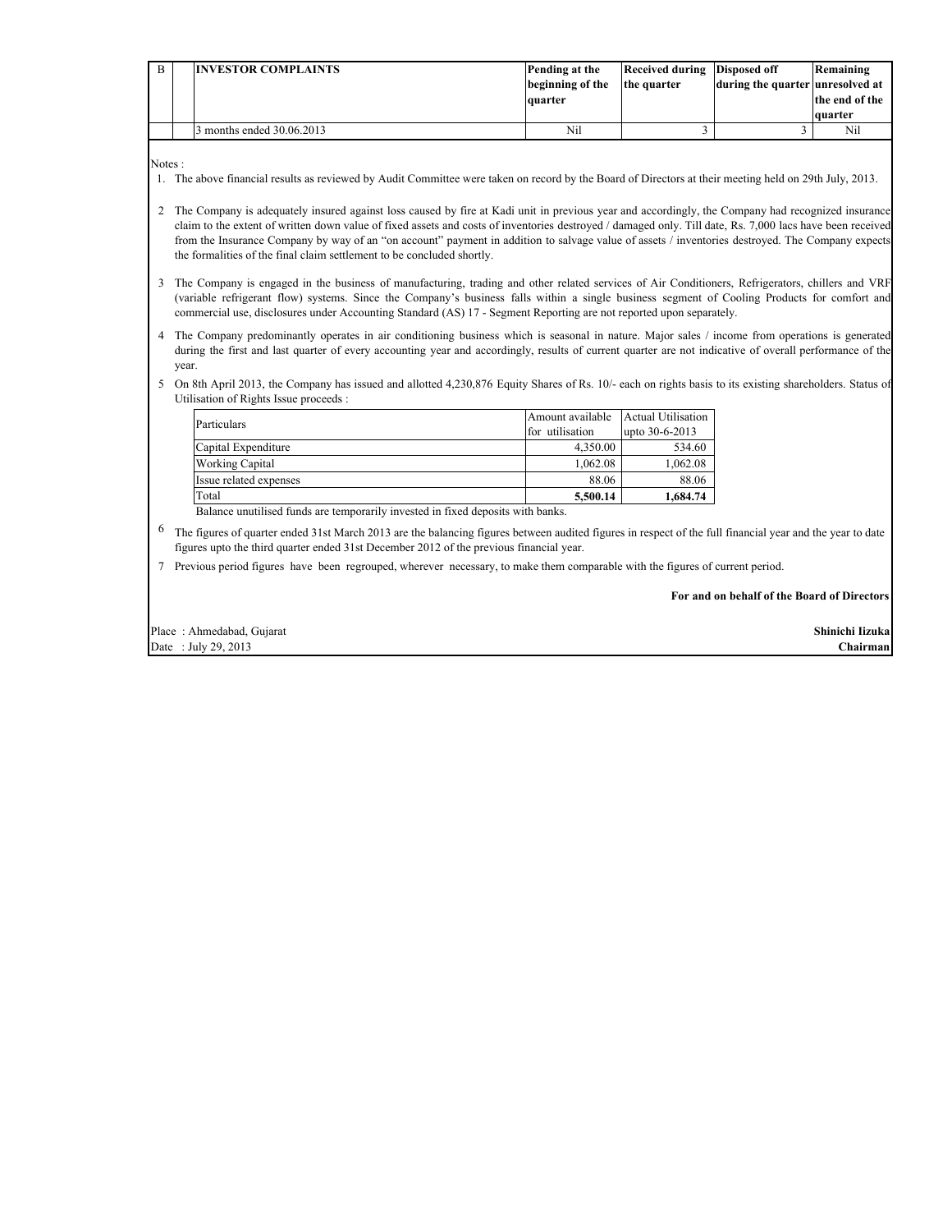| B | INVESTOR COMPLAINTS | Pending at the beginning of the quarter | Received during the quarter | Disposed off during the quarter | Remaining unresolved at the end of the quarter |
|---|---|---|---|---|---|
| | 3 months ended 30.06.2013 | Nil | 3 | 3 | Nil |

Notes :

1. The above financial results as reviewed by Audit Committee were taken on record by the Board of Directors at their meeting held on 29th July, 2013.

2. The Company is adequately insured against loss caused by fire at Kadi unit in previous year and accordingly, the Company had recognized insurance claim to the extent of written down value of fixed assets and costs of inventories destroyed / damaged only. Till date, Rs. 7,000 lacs have been received from the Insurance Company by way of an "on account" payment in addition to salvage value of assets / inventories destroyed. The Company expects the formalities of the final claim settlement to be concluded shortly.

3. The Company is engaged in the business of manufacturing, trading and other related services of Air Conditioners, Refrigerators, chillers and VRF (variable refrigerant flow) systems. Since the Company's business falls within a single business segment of Cooling Products for comfort and commercial use, disclosures under Accounting Standard (AS) 17 - Segment Reporting are not reported upon separately.

4. The Company predominantly operates in air conditioning business which is seasonal in nature. Major sales / income from operations is generated during the first and last quarter of every accounting year and accordingly, results of current quarter are not indicative of overall performance of the year.

5. On 8th April 2013, the Company has issued and allotted 4,230,876 Equity Shares of Rs. 10/- each on rights basis to its existing shareholders. Status of Utilisation of Rights Issue proceeds :

| Particulars | Amount available for utilisation | Actual Utilisation upto 30-6-2013 |
|---|---|---|
| Capital Expenditure | 4,350.00 | 534.60 |
| Working Capital | 1,062.08 | 1,062.08 |
| Issue related expenses | 88.06 | 88.06 |
| Total | **5,500.14** | **1,684.74** |

Balance unutilised funds are temporarily invested in fixed deposits with banks.

6. The figures of quarter ended 31st March 2013 are the balancing figures between audited figures in respect of the full financial year and the year to date figures upto the third quarter ended 31st December 2012 of the previous financial year.

7. Previous period figures have been regrouped, wherever necessary, to make them comparable with the figures of current period.

**For and on behalf of the Board of Directors**

Place : Ahmedabad, Gujarat
Date : July 29, 2013

**Shinichi Iizuka**
**Chairman**